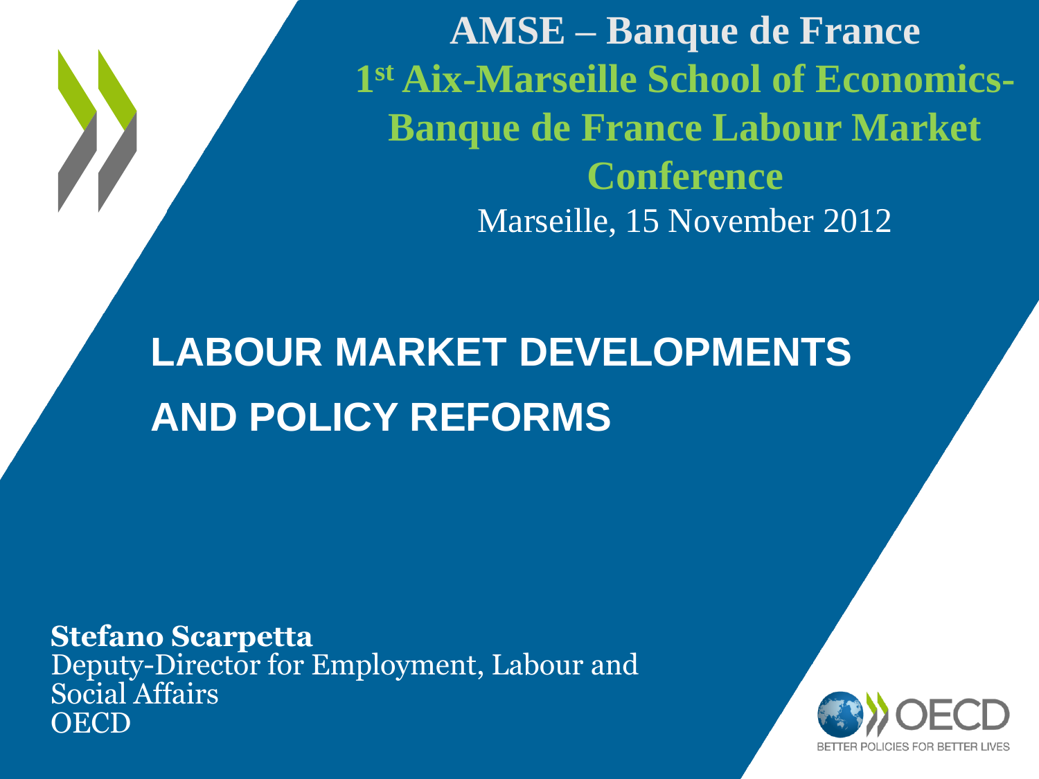**AMSE – Banque de France**

**1st Aix-Marseille School of Economics-Banque de France Labour Market Conference**

Marseille, 15 November 2012

# LABOUR MARKET DEVELOPMENTS AND POLICY REFORMS

**Stefano Scarpetta**
Deputy-Director for Employment, Labour and Social Affairs
OECD

OECD
BETTER POLICIES FOR BETTER LIVES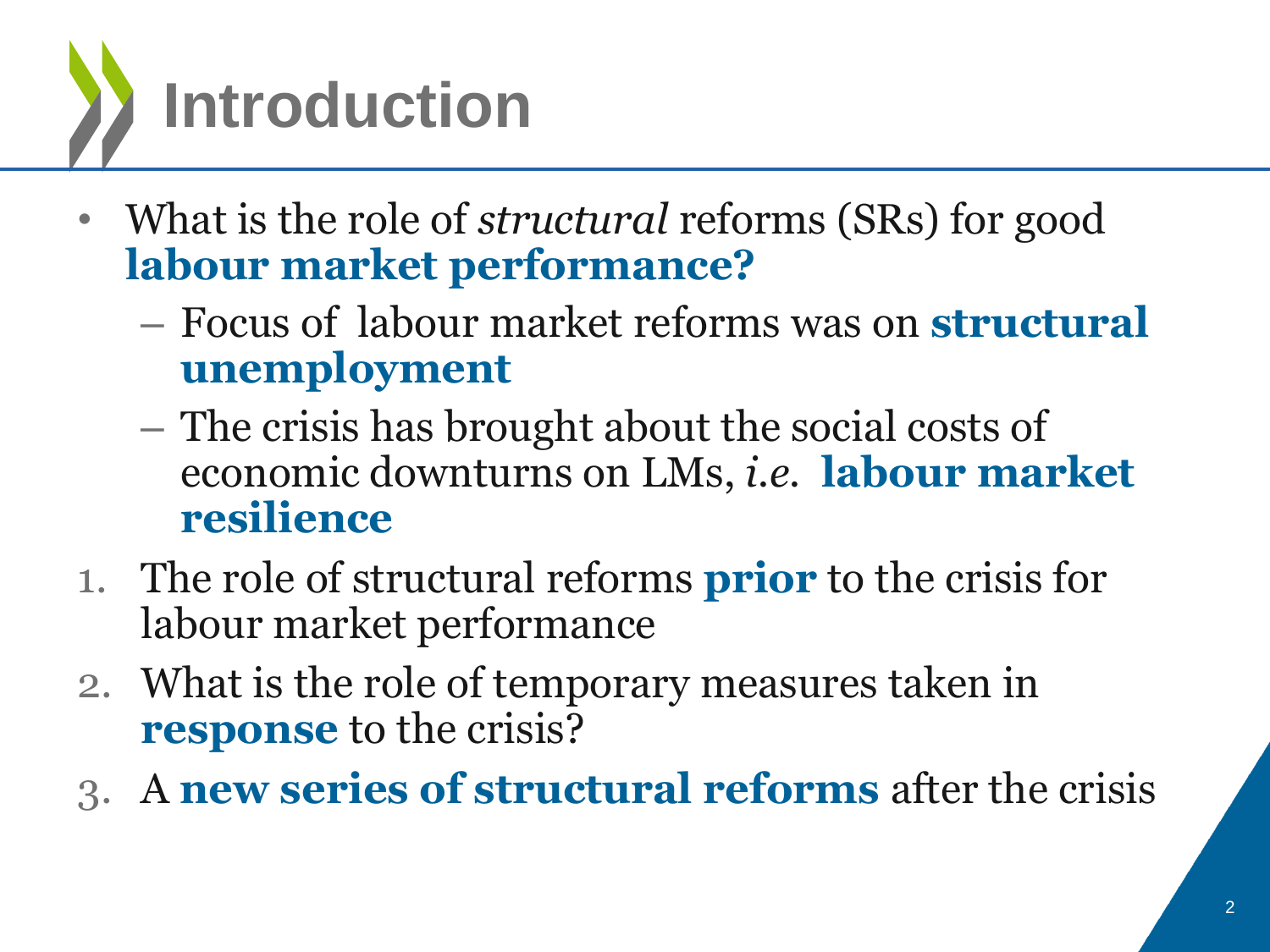# Introduction

- What is the role of *structural* reforms (SRs) for good **labour market performance?**
  - Focus of labour market reforms was on **structural unemployment**
  - The crisis has brought about the social costs of economic downturns on LMs, *i.e.* **labour market resilience**

1. The role of structural reforms **prior** to the crisis for labour market performance
2. What is the role of temporary measures taken in **response** to the crisis?
3. A **new series of structural reforms** after the crisis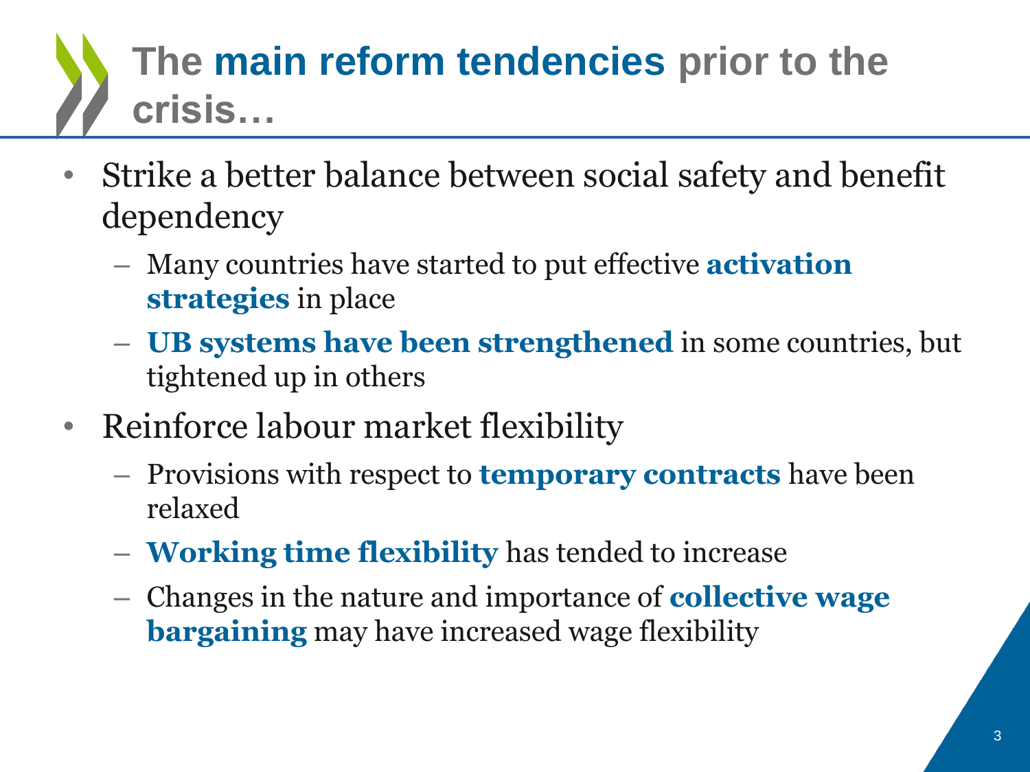# The **main reform tendencies** prior to the crisis…

- Strike a better balance between social safety and benefit dependency
  - Many countries have started to put effective **activation strategies** in place
  - **UB systems have been strengthened** in some countries, but tightened up in others
- Reinforce labour market flexibility
  - Provisions with respect to **temporary contracts** have been relaxed
  - **Working time flexibility** has tended to increase
  - Changes in the nature and importance of **collective wage bargaining** may have increased wage flexibility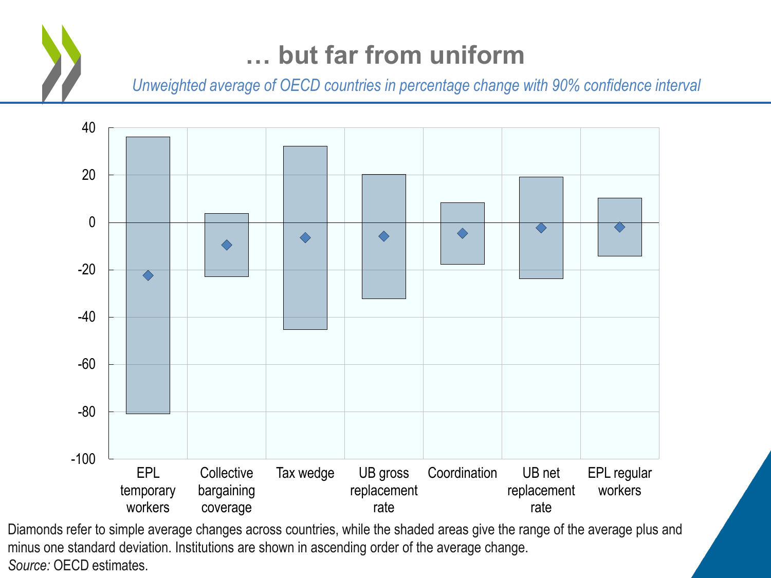# … but far from uniform

*Unweighted average of OECD countries in percentage change with 90% confidence interval*

Diamonds refer to simple average changes across countries, while the shaded areas give the range of the average plus and minus one standard deviation. Institutions are shown in ascending order of the average change.

*Source:* OECD estimates.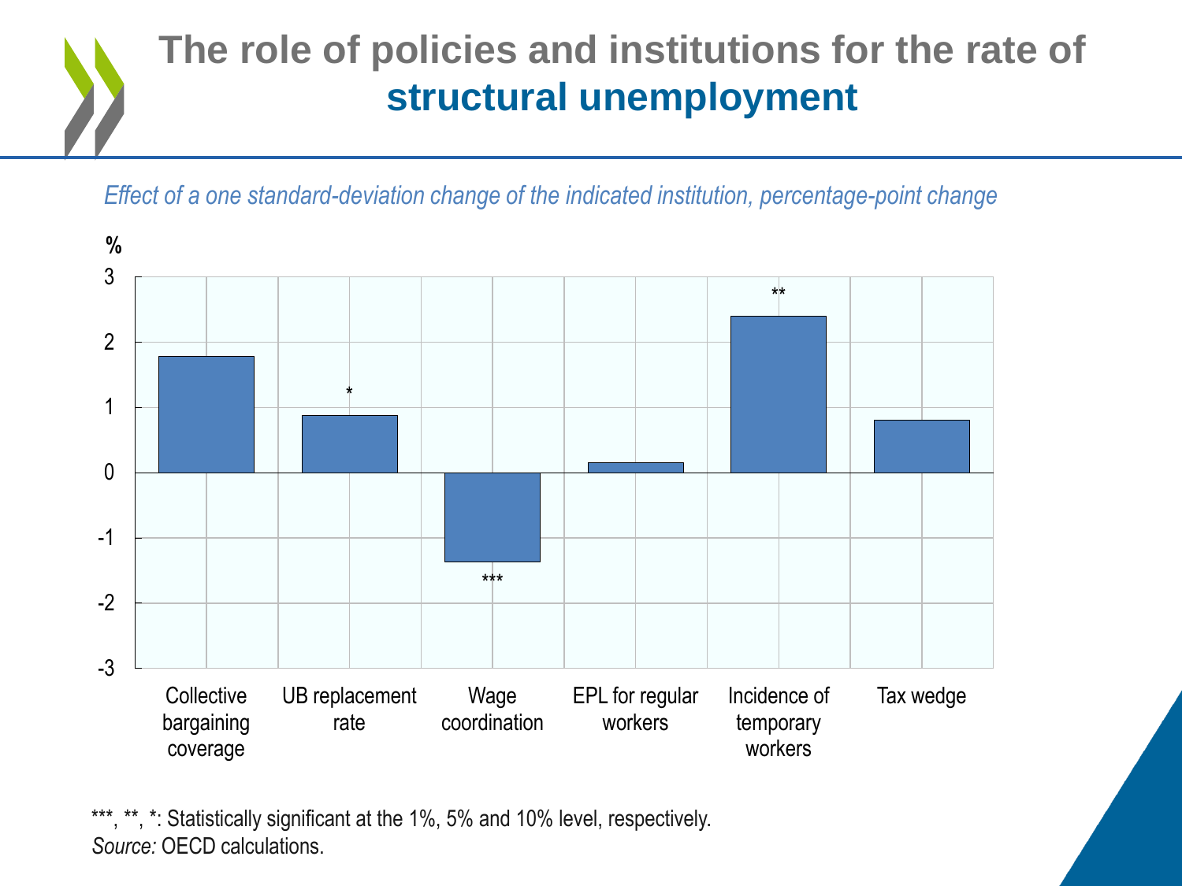# The role of policies and institutions for the rate of **structural unemployment**

*Effect of a one standard-deviation change of the indicated institution, percentage-point change*

%

| Institution | Effect (percentage points) | Significance |
|---|---|---|
| Collective bargaining coverage | ~1.8 | |
| UB replacement rate | ~0.9 | * |
| Wage coordination | ~-1.35 | *** |
| EPL for regular workers | ~0.15 | |
| Incidence of temporary workers | ~2.4 | ** |
| Tax wedge | ~0.8 | |

***, **, *: Statistically significant at the 1%, 5% and 10% level, respectively.

*Source:* OECD calculations.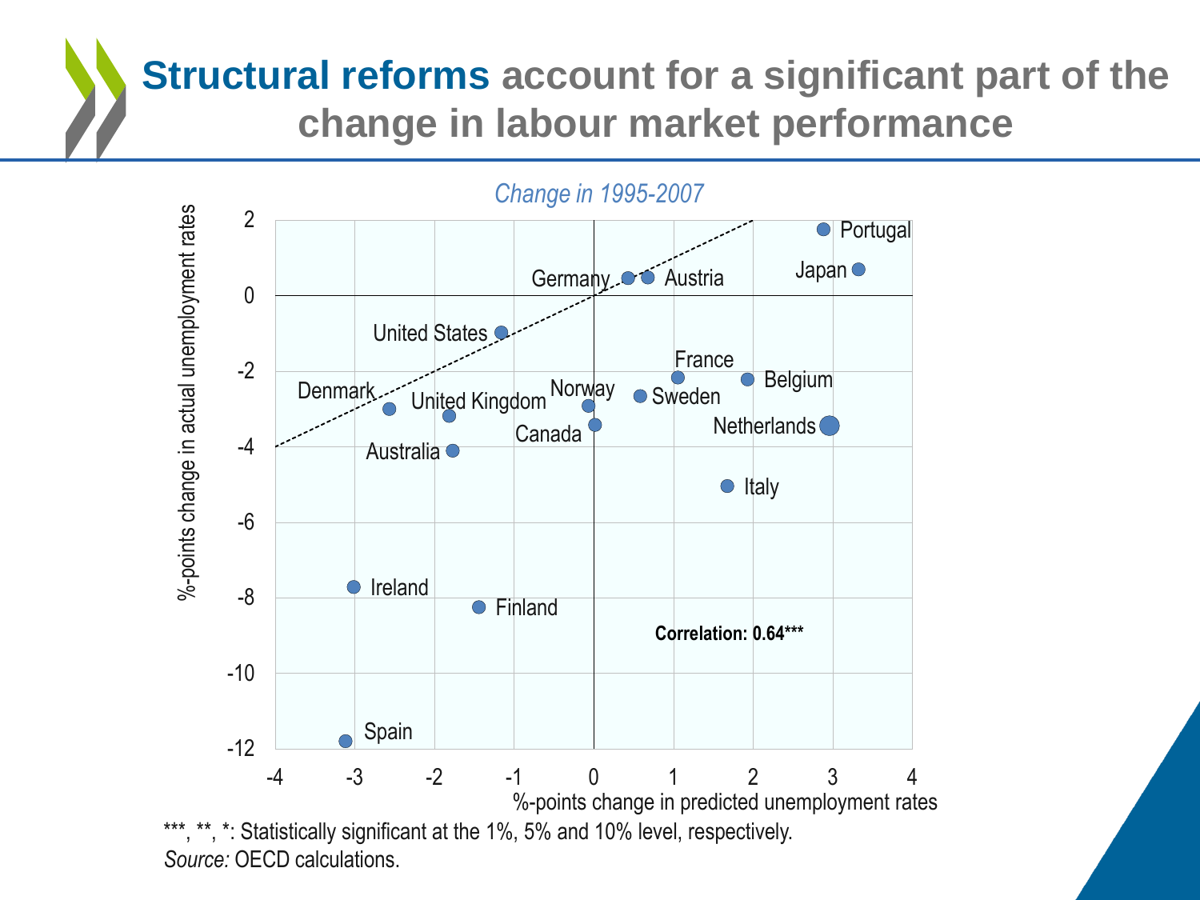# **Structural reforms** account for a significant part of the change in labour market performance

*Change in 1995-2007*

| Country | %-points change in predicted unemployment rates | %-points change in actual unemployment rates |
|---|---|---|
| Portugal | 2.9 | 1.7 |
| Japan | 3.3 | 0.7 |
| Germany | 0.4 | 0.5 |
| Austria | 0.7 | 0.5 |
| United States | -1.2 | -1.0 |
| France | 1.0 | -2.2 |
| Belgium | 1.9 | -2.2 |
| Sweden | 0.6 | -2.7 |
| Norway | -0.1 | -2.9 |
| Denmark | -2.6 | -3.0 |
| United Kingdom | -1.8 | -3.2 |
| Canada | 0.0 | -3.4 |
| Netherlands | 3.0 | -3.4 |
| Australia | -1.8 | -4.1 |
| Italy | 1.7 | -5.0 |
| Ireland | -3.0 | -7.7 |
| Finland | -1.4 | -8.3 |
| Spain | -3.1 | -11.8 |

**Correlation: 0.64*****

***, **, *: Statistically significant at the 1%, 5% and 10% level, respectively.

*Source:* OECD calculations.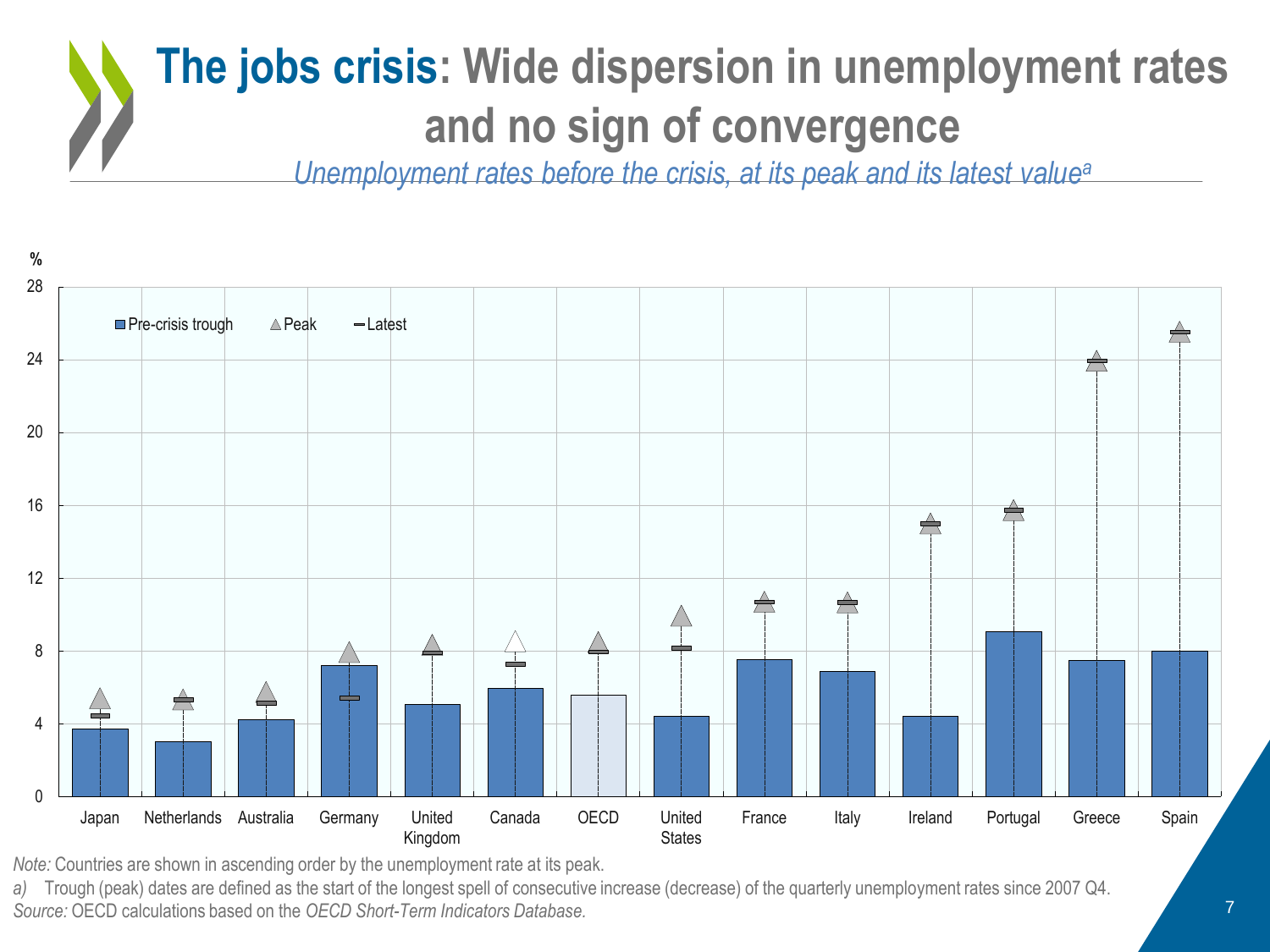# The jobs crisis: Wide dispersion in unemployment rates and no sign of convergence

*Unemployment rates before the crisis, at its peak and its latest value[a]*

*Note:* Countries are shown in ascending order by the unemployment rate at its peak.

*a)* Trough (peak) dates are defined as the start of the longest spell of consecutive increase (decrease) of the quarterly unemployment rates since 2007 Q4.

*Source:* OECD calculations based on the *OECD Short-Term Indicators Database*.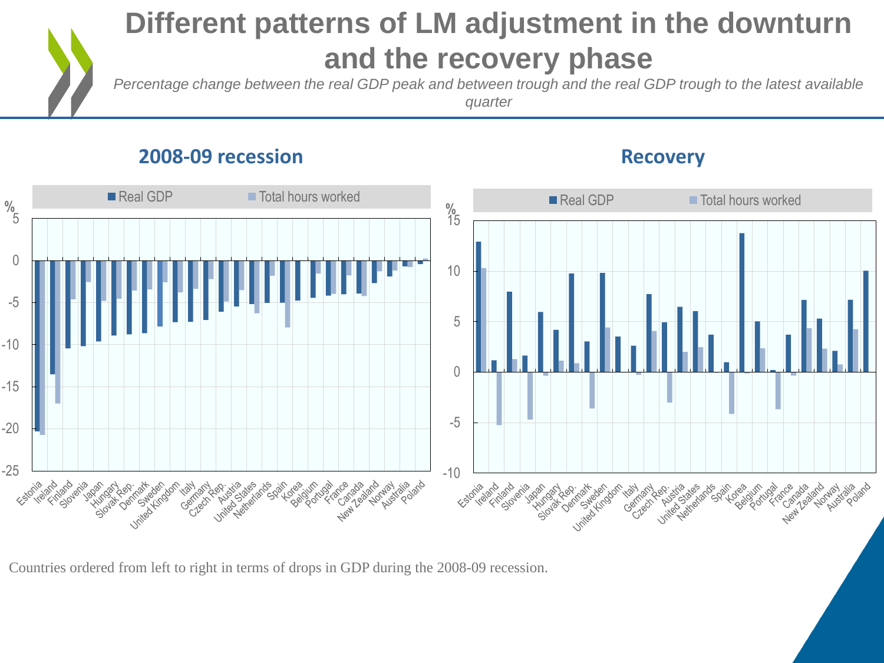# Different patterns of LM adjustment in the downturn and the recovery phase

*Percentage change between the real GDP peak and between trough and the real GDP trough to the latest available quarter*

## 2008-09 recession

## Recovery

Countries ordered from left to right in terms of drops in GDP during the 2008-09 recession.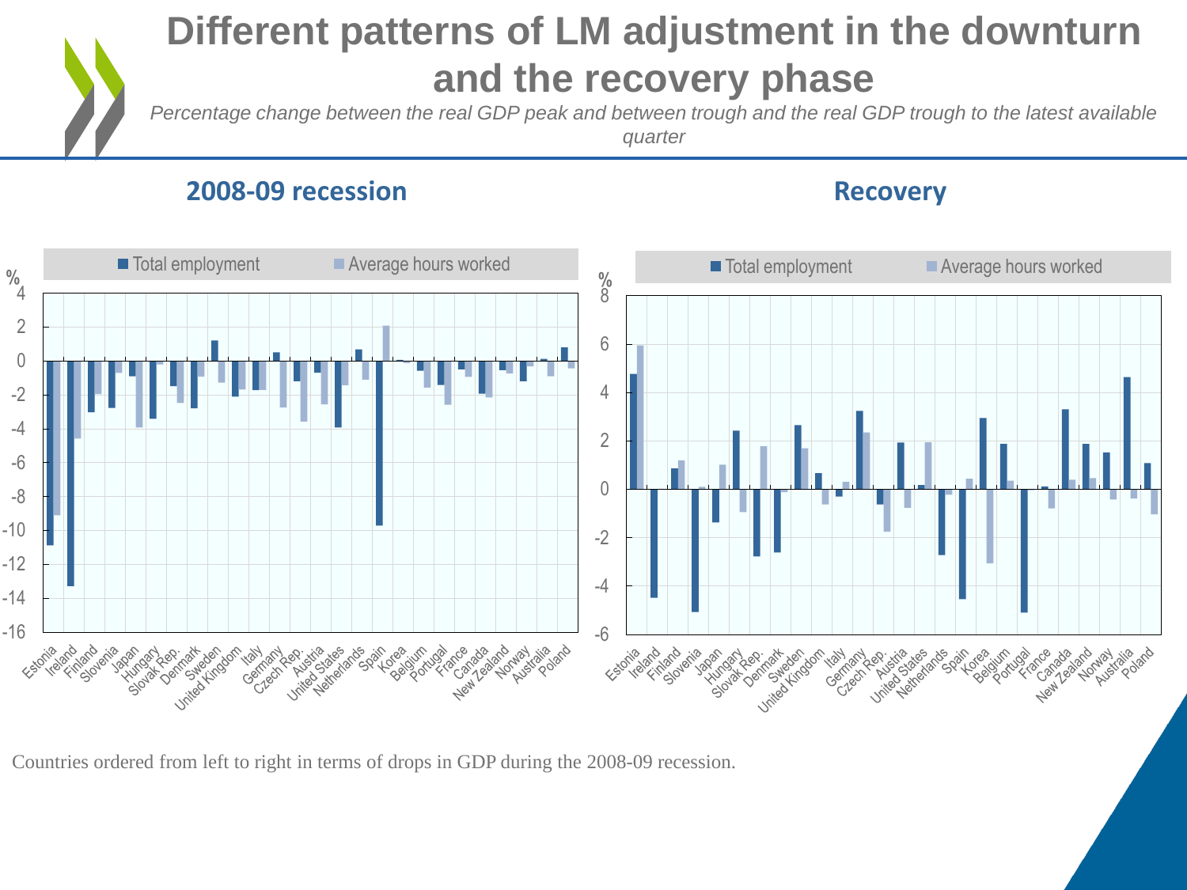# Different patterns of LM adjustment in the downturn and the recovery phase

*Percentage change between the real GDP peak and between trough and the real GDP trough to the latest available quarter*

## 2008-09 recession

## Recovery

Countries ordered from left to right in terms of drops in GDP during the 2008-09 recession.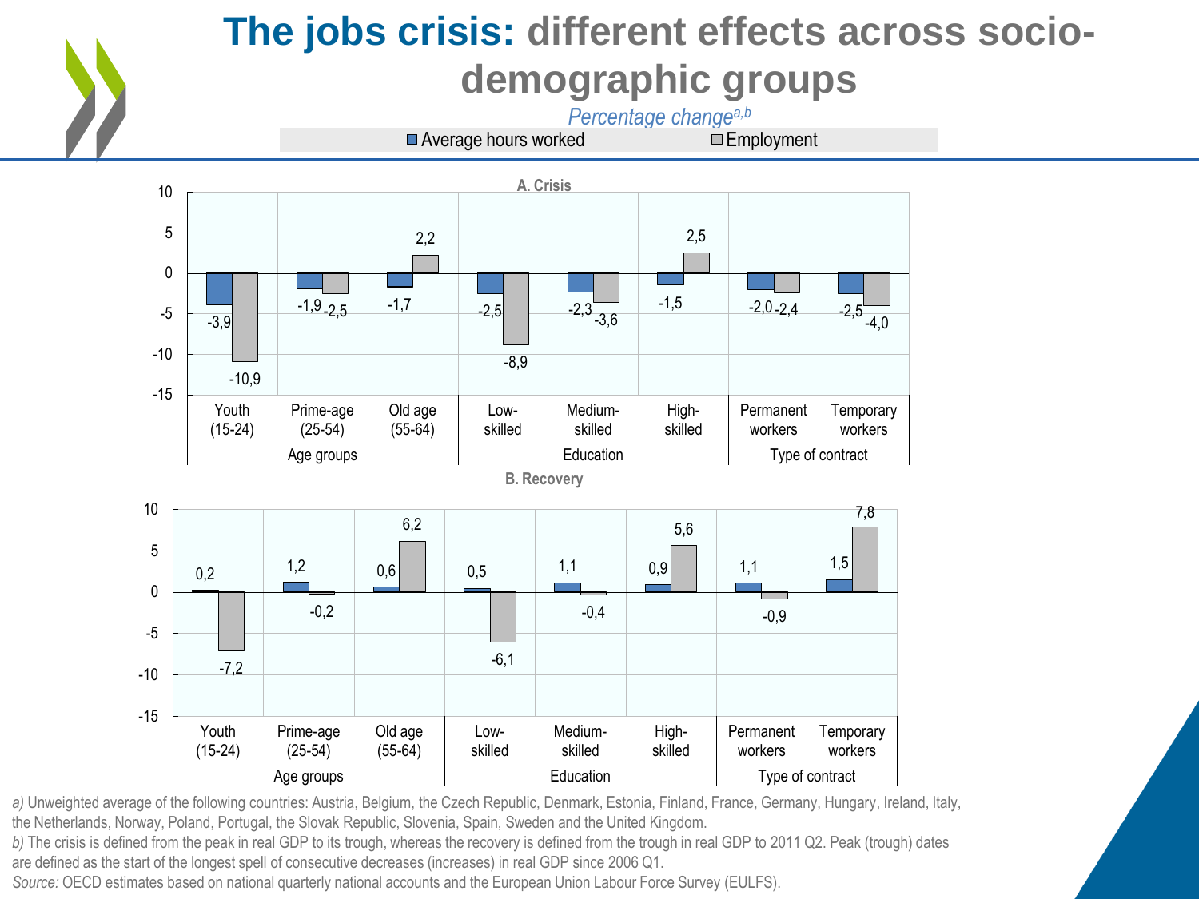# The jobs crisis: different effects across socio-demographic groups

*Percentage change[a,b]*

A. Crisis

| Group | Category | Average hours worked | Employment |
|---|---|---|---|
| Age groups | Youth (15-24) | -3,9 | -10,9 |
| | Prime-age (25-54) | -1,9 | -2,5 |
| | Old age (55-64) | -1,7 | 2,2 |
| Education | Low-skilled | -2,5 | -8,9 |
| | Medium-skilled | -2,3 | -3,6 |
| | High-skilled | -1,5 | 2,5 |
| Type of contract | Permanent workers | -2,0 | -2,4 |
| | Temporary workers | -2,5 | -4,0 |

B. Recovery

| Group | Category | Average hours worked | Employment |
|---|---|---|---|
| Age groups | Youth (15-24) | 0,2 | -7,2 |
| | Prime-age (25-54) | 1,2 | -0,2 |
| | Old age (55-64) | 0,6 | 6,2 |
| Education | Low-skilled | 0,5 | -6,1 |
| | Medium-skilled | 1,1 | -0,4 |
| | High-skilled | 0,9 | 5,6 |
| Type of contract | Permanent workers | 1,1 | -0,9 |
| | Temporary workers | 1,5 | 7,8 |

*a)* Unweighted average of the following countries: Austria, Belgium, the Czech Republic, Denmark, Estonia, Finland, France, Germany, Hungary, Ireland, Italy, the Netherlands, Norway, Poland, Portugal, the Slovak Republic, Slovenia, Spain, Sweden and the United Kingdom.

*b)* The crisis is defined from the peak in real GDP to its trough, whereas the recovery is defined from the trough in real GDP to 2011 Q2. Peak (trough) dates are defined as the start of the longest spell of consecutive decreases (increases) in real GDP since 2006 Q1.

*Source:* OECD estimates based on national quarterly national accounts and the European Union Labour Force Survey (EULFS).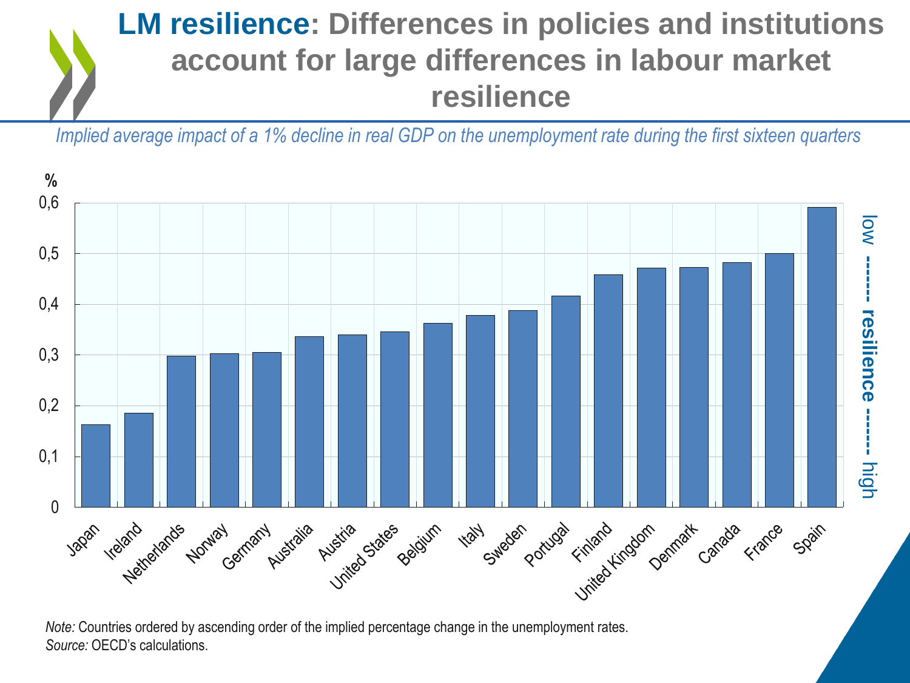# LM resilience: Differences in policies and institutions account for large differences in labour market resilience

*Implied average impact of a 1% decline in real GDP on the unemployment rate during the first sixteen quarters*

| Country | % |
|---|---|
| Japan | 0,16 |
| Ireland | 0,19 |
| Netherlands | 0,30 |
| Norway | 0,30 |
| Germany | 0,31 |
| Australia | 0,34 |
| Austria | 0,34 |
| United States | 0,35 |
| Belgium | 0,36 |
| Italy | 0,38 |
| Sweden | 0,39 |
| Portugal | 0,42 |
| Finland | 0,46 |
| United Kingdom | 0,47 |
| Denmark | 0,47 |
| Canada | 0,48 |
| France | 0,50 |
| Spain | 0,59 |

high ------- resilience ------- low

*Note:* Countries ordered by ascending order of the implied percentage change in the unemployment rates.
*Source:* OECD's calculations.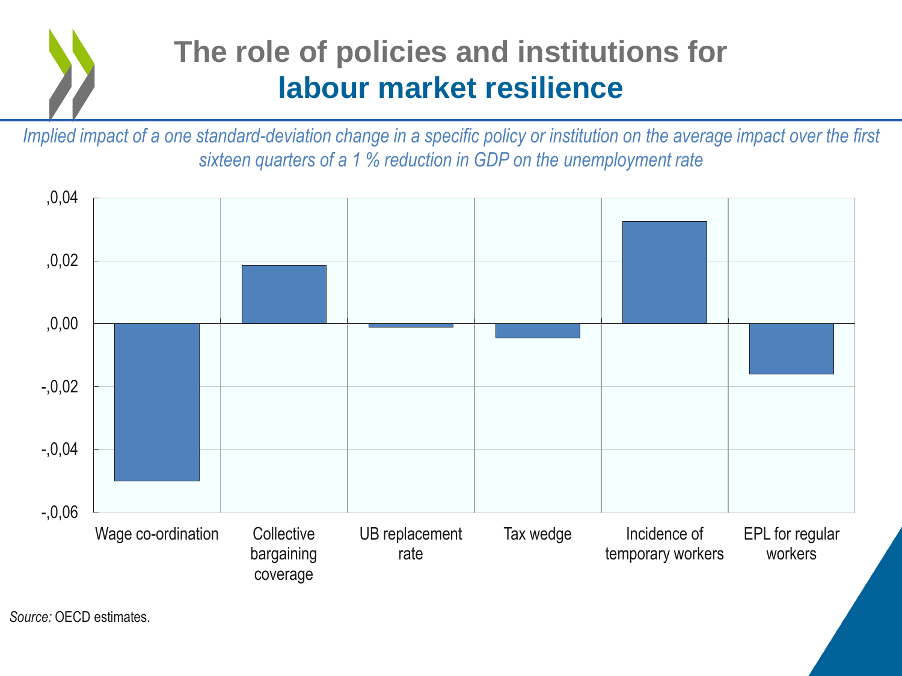# The role of policies and institutions for labour market resilience

*Implied impact of a one standard-deviation change in a specific policy or institution on the average impact over the first sixteen quarters of a 1 % reduction in GDP on the unemployment rate*

| Policy / institution | Implied impact (approx.) |
| --- | --- |
| Wage co-ordination | -0,050 |
| Collective bargaining coverage | 0,018 |
| UB replacement rate | -0,001 |
| Tax wedge | -0,005 |
| Incidence of temporary workers | 0,032 |
| EPL for regular workers | -0,016 |

*Source:* OECD estimates.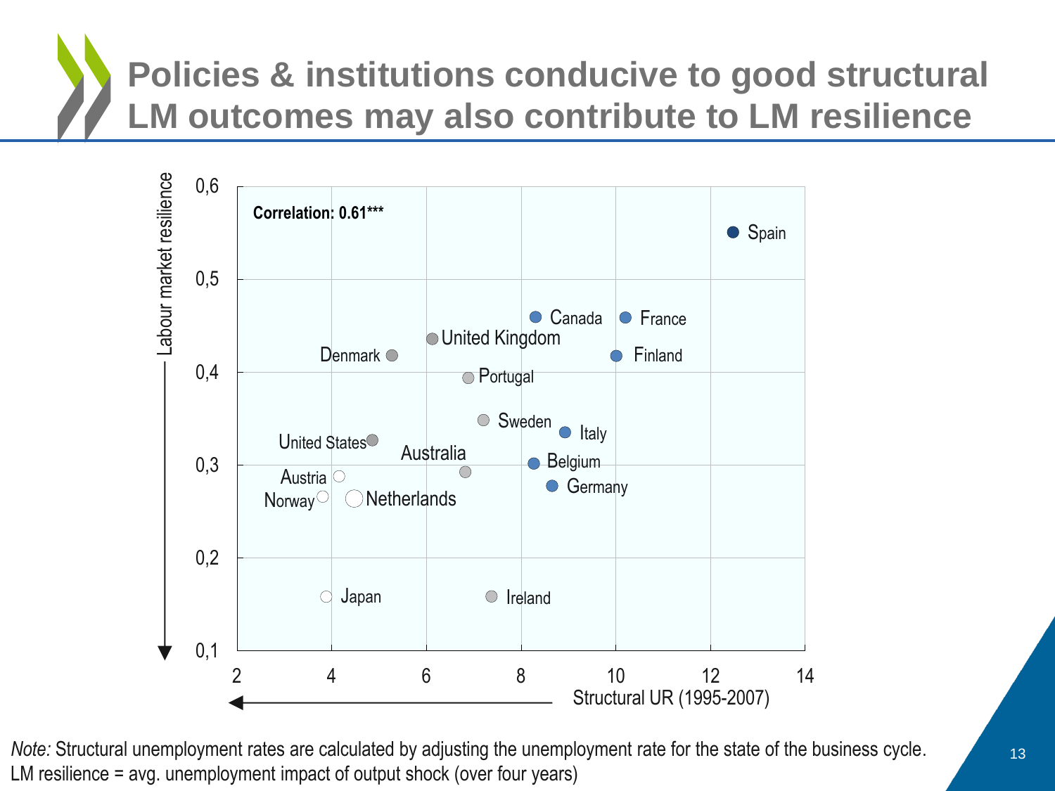# Policies & institutions conducive to good structural LM outcomes may also contribute to LM resilience

Correlation: 0.61***

Labour market resilience

Structural UR (1995-2007)

*Note:* Structural unemployment rates are calculated by adjusting the unemployment rate for the state of the business cycle.
LM resilience = avg. unemployment impact of output shock (over four years)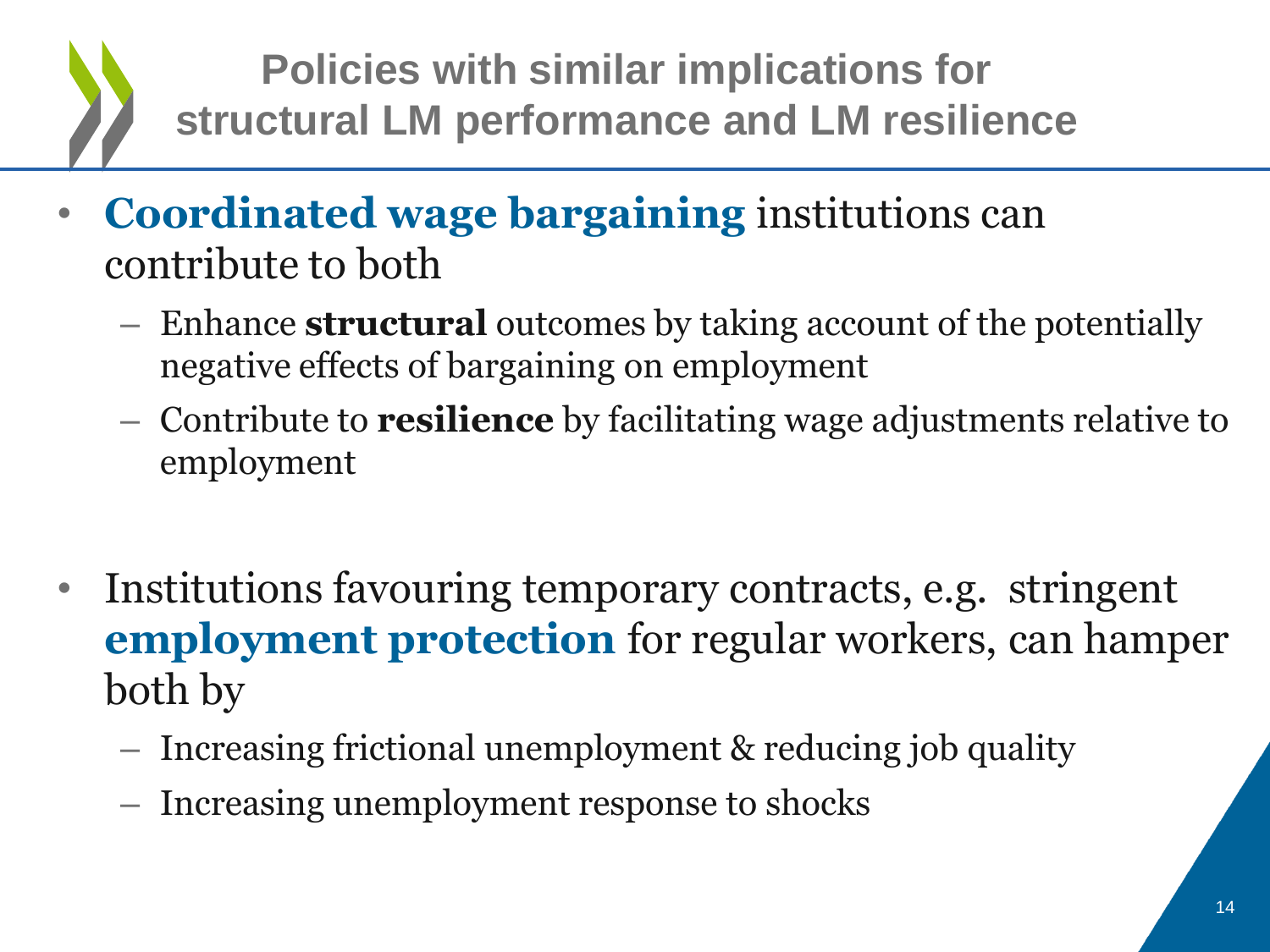# Policies with similar implications for structural LM performance and LM resilience

- **Coordinated wage bargaining** institutions can contribute to both
  - Enhance **structural** outcomes by taking account of the potentially negative effects of bargaining on employment
  - Contribute to **resilience** by facilitating wage adjustments relative to employment

- Institutions favouring temporary contracts, e.g. stringent **employment protection** for regular workers, can hamper both by
  - Increasing frictional unemployment & reducing job quality
  - Increasing unemployment response to shocks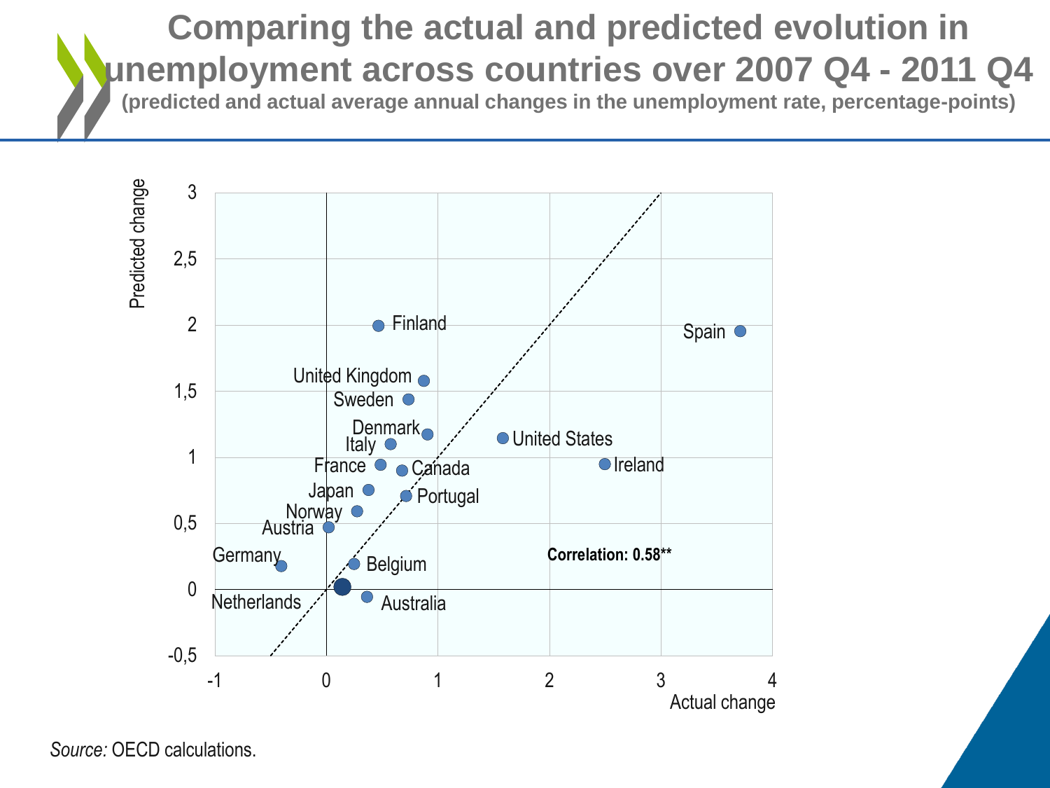# Comparing the actual and predicted evolution in unemployment across countries over 2007 Q4 - 2011 Q4

**(predicted and actual average annual changes in the unemployment rate, percentage-points)**

Predicted change

Actual change

Finland

Spain

United Kingdom

Sweden

Denmark

Italy

United States

France

Canada

Ireland

Japan

Portugal

Norway

Austria

Correlation: 0.58**

Germany

Belgium

Netherlands

Australia

*Source:* OECD calculations.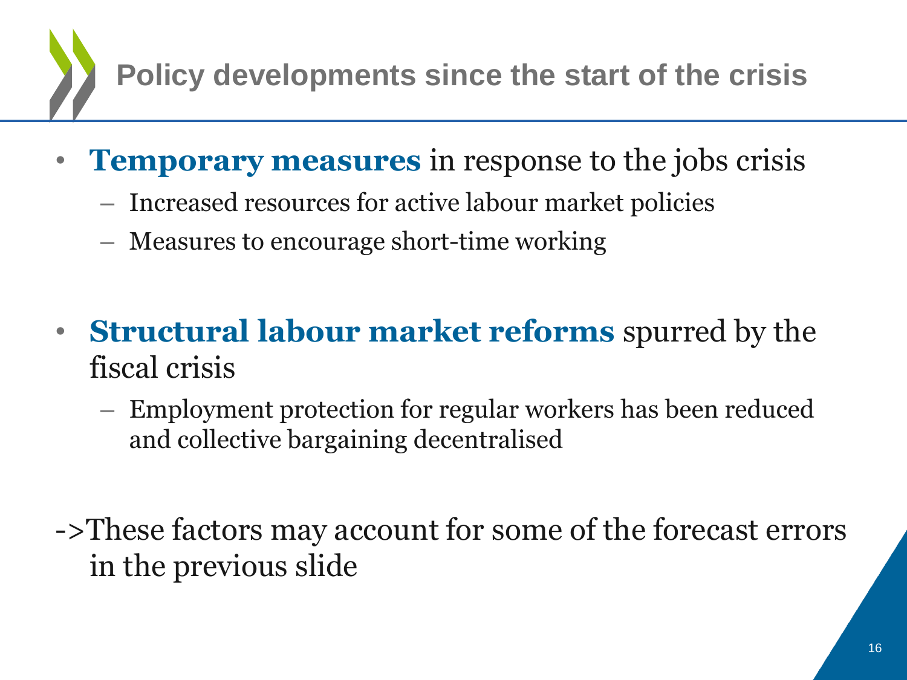# Policy developments since the start of the crisis

- **Temporary measures** in response to the jobs crisis
  - Increased resources for active labour market policies
  - Measures to encourage short-time working

- **Structural labour market reforms** spurred by the fiscal crisis
  - Employment protection for regular workers has been reduced and collective bargaining decentralised

->These factors may account for some of the forecast errors in the previous slide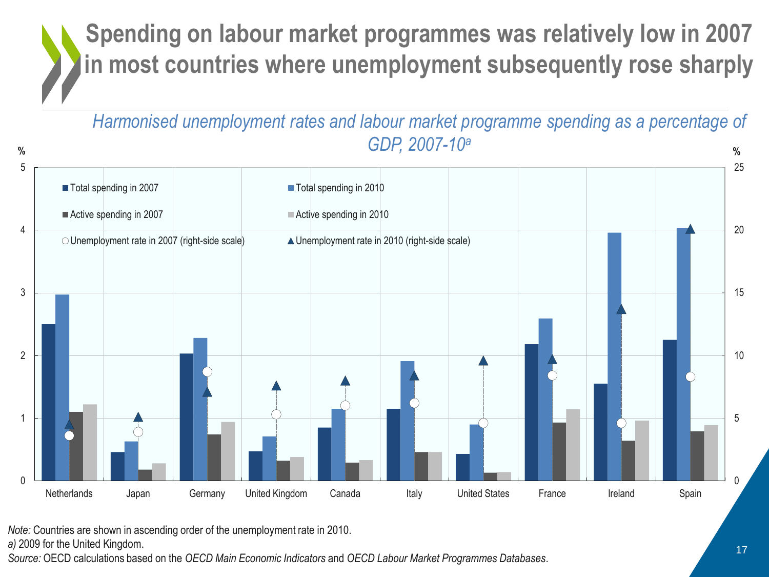# Spending on labour market programmes was relatively low in 2007 in most countries where unemployment subsequently rose sharply

*Harmonised unemployment rates and labour market programme spending as a percentage of GDP, 2007-10[a]*

*Note:* Countries are shown in ascending order of the unemployment rate in 2010.

*a)* 2009 for the United Kingdom.

*Source:* OECD calculations based on the *OECD Main Economic Indicators* and *OECD Labour Market Programmes Databases*.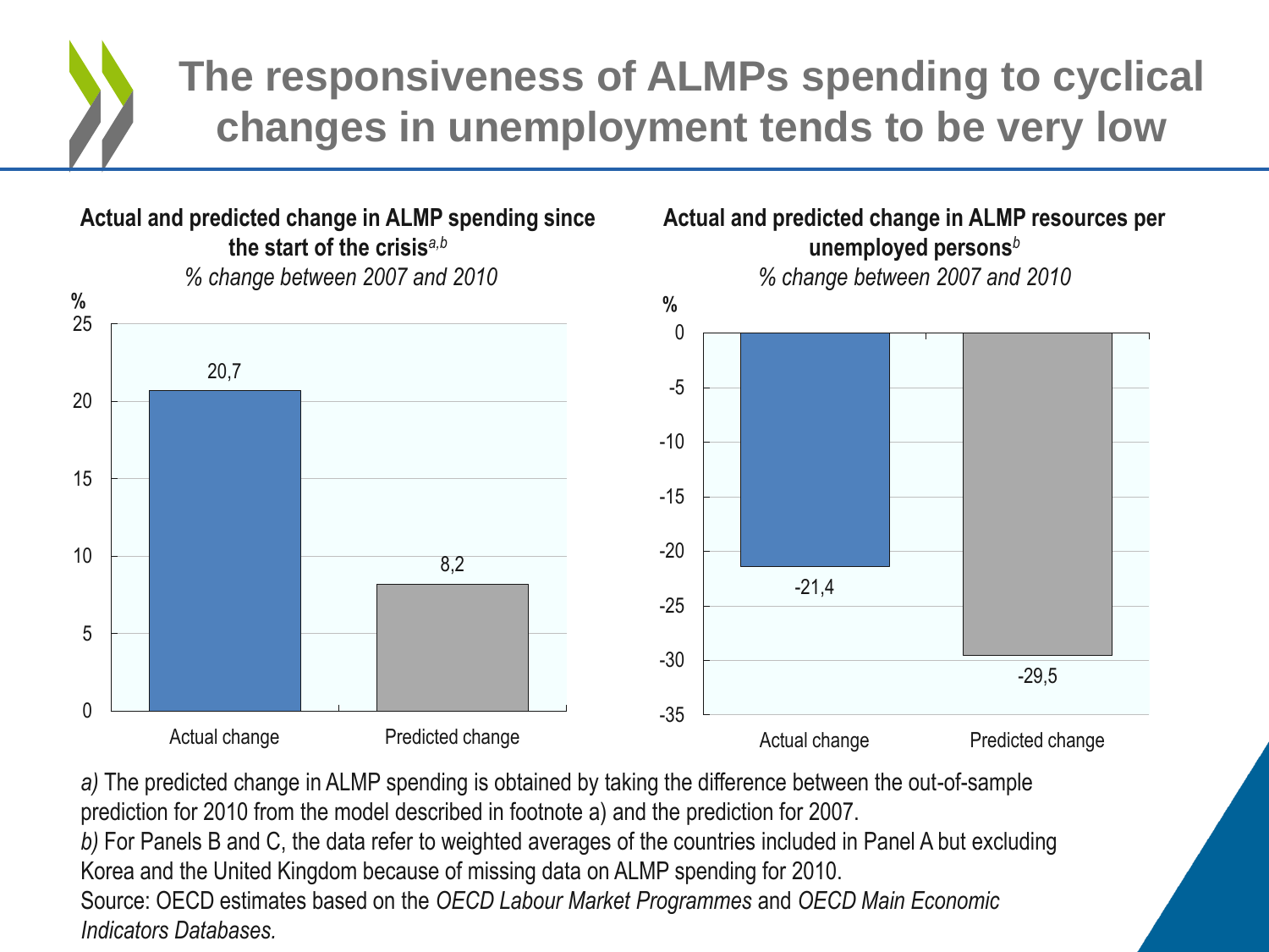# The responsiveness of ALMPs spending to cyclical changes in unemployment tends to be very low

**Actual and predicted change in ALMP spending since the start of the crisis**[a,b]

*% change between 2007 and 2010*

| | % |
|---|---|
| Actual change | 20,7 |
| Predicted change | 8,2 |

**Actual and predicted change in ALMP resources per unemployed persons**[b]

*% change between 2007 and 2010*

| | % |
|---|---|
| Actual change | -21,4 |
| Predicted change | -29,5 |

*a)* The predicted change in ALMP spending is obtained by taking the difference between the out-of-sample prediction for 2010 from the model described in footnote a) and the prediction for 2007.

*b)* For Panels B and C, the data refer to weighted averages of the countries included in Panel A but excluding Korea and the United Kingdom because of missing data on ALMP spending for 2010.

Source: OECD estimates based on the *OECD Labour Market Programmes* and *OECD Main Economic Indicators Databases.*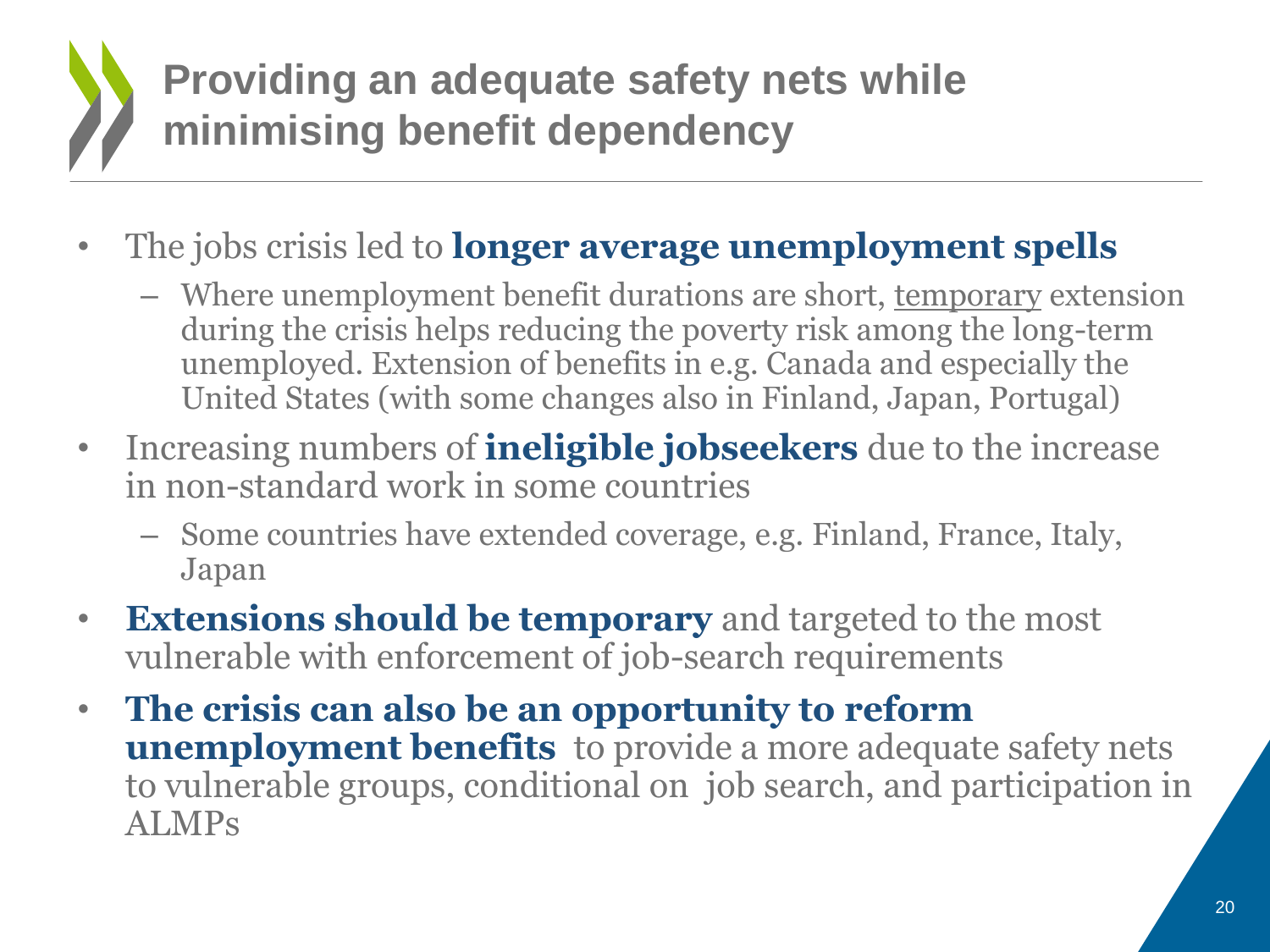# Providing an adequate safety nets while minimising benefit dependency

- The jobs crisis led to **longer average unemployment spells**
  - Where unemployment benefit durations are short, <u>temporary</u> extension during the crisis helps reducing the poverty risk among the long-term unemployed. Extension of benefits in e.g. Canada and especially the United States (with some changes also in Finland, Japan, Portugal)
- Increasing numbers of **ineligible jobseekers** due to the increase in non-standard work in some countries
  - Some countries have extended coverage, e.g. Finland, France, Italy, Japan
- **Extensions should be temporary** and targeted to the most vulnerable with enforcement of job-search requirements
- **The crisis can also be an opportunity to reform unemployment benefits** to provide a more adequate safety nets to vulnerable groups, conditional on job search, and participation in ALMPs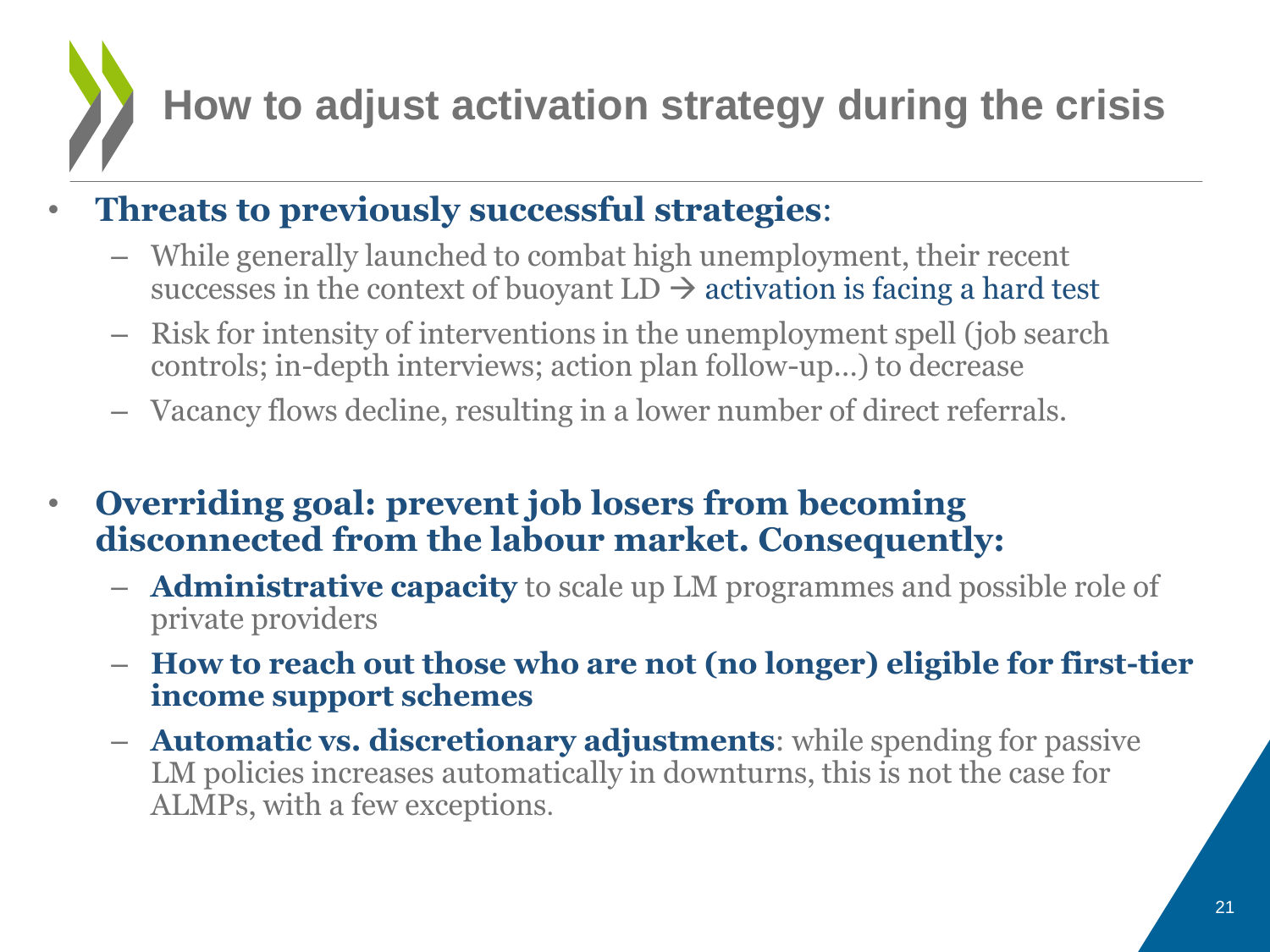# How to adjust activation strategy during the crisis

- **Threats to previously successful strategies**:
  - While generally launched to combat high unemployment, their recent successes in the context of buoyant LD → activation is facing a hard test
  - Risk for intensity of interventions in the unemployment spell (job search controls; in-depth interviews; action plan follow-up…) to decrease
  - Vacancy flows decline, resulting in a lower number of direct referrals.

- **Overriding goal: prevent job losers from becoming disconnected from the labour market. Consequently:**
  - **Administrative capacity** to scale up LM programmes and possible role of private providers
  - **How to reach out those who are not (no longer) eligible for first-tier income support schemes**
  - **Automatic vs. discretionary adjustments**: while spending for passive LM policies increases automatically in downturns, this is not the case for ALMPs, with a few exceptions.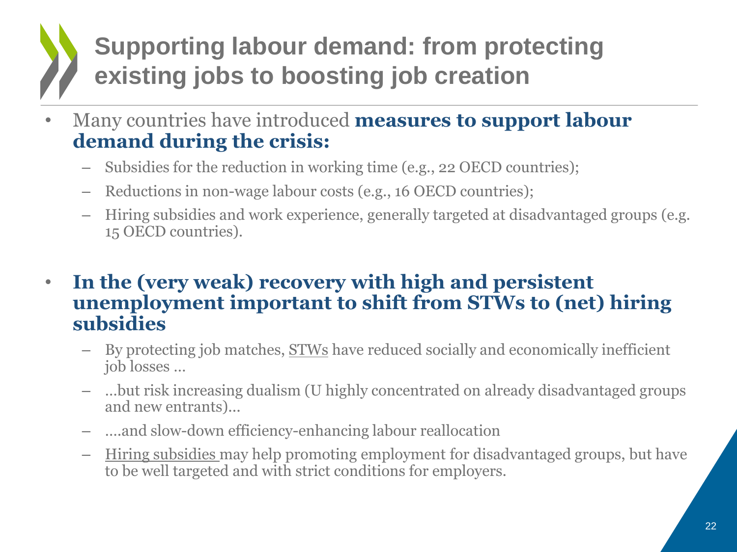# Supporting labour demand: from protecting existing jobs to boosting job creation

- Many countries have introduced **measures to support labour demand during the crisis:**
  - Subsidies for the reduction in working time (e.g., 22 OECD countries);
  - Reductions in non-wage labour costs (e.g., 16 OECD countries);
  - Hiring subsidies and work experience, generally targeted at disadvantaged groups (e.g. 15 OECD countries).

- **In the (very weak) recovery with high and persistent unemployment important to shift from STWs to (net) hiring subsidies**
  - By protecting job matches, <u>STWs</u> have reduced socially and economically inefficient job losses …
  - …but risk increasing dualism (U highly concentrated on already disadvantaged groups and new entrants)…
  - ….and slow-down efficiency-enhancing labour reallocation
  - <u>Hiring subsidies</u> may help promoting employment for disadvantaged groups, but have to be well targeted and with strict conditions for employers.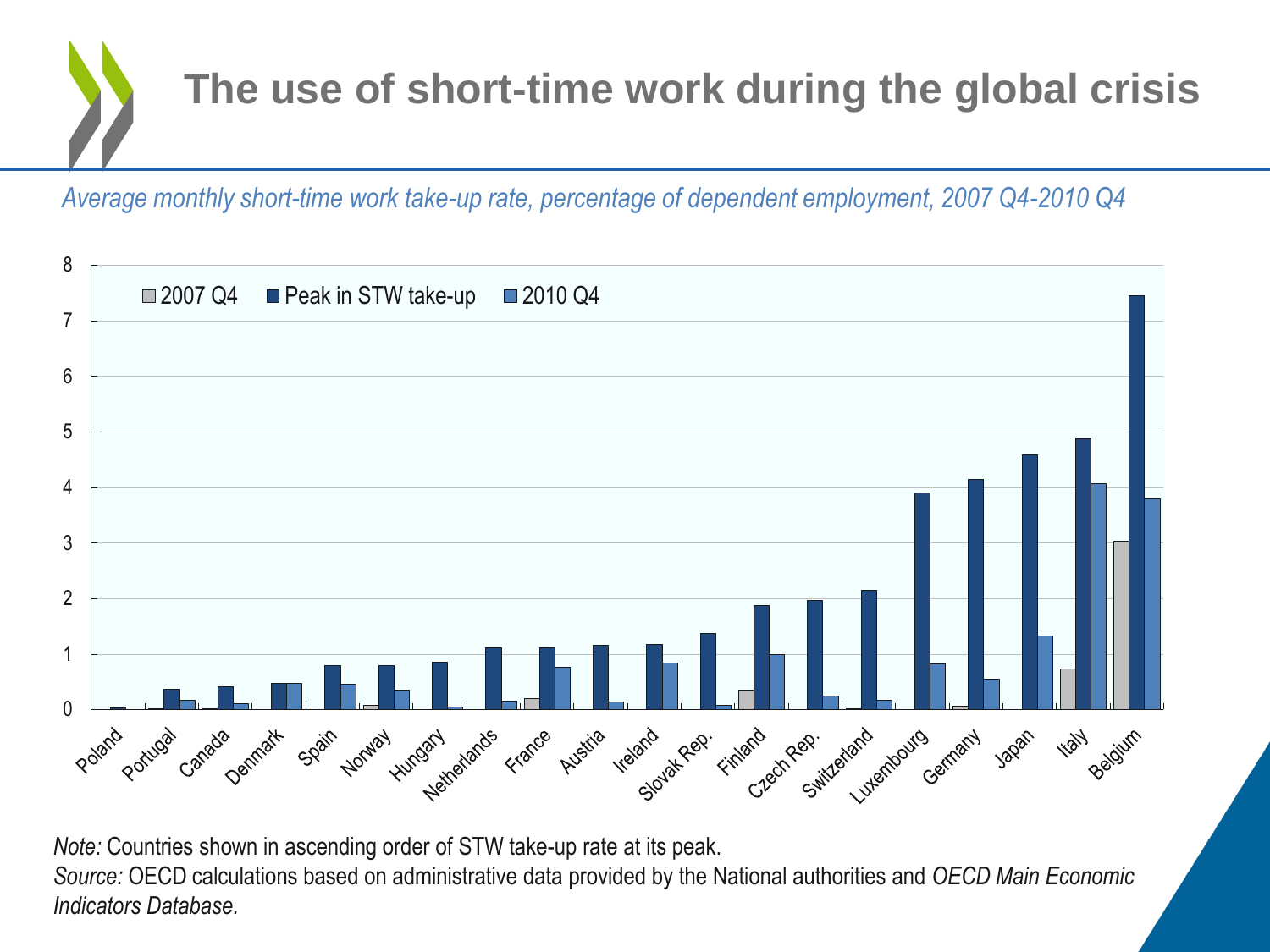# The use of short-time work during the global crisis

*Average monthly short-time work take-up rate, percentage of dependent employment, 2007 Q4-2010 Q4*

*Note:* Countries shown in ascending order of STW take-up rate at its peak.

*Source:* OECD calculations based on administrative data provided by the National authorities and *OECD Main Economic Indicators Database.*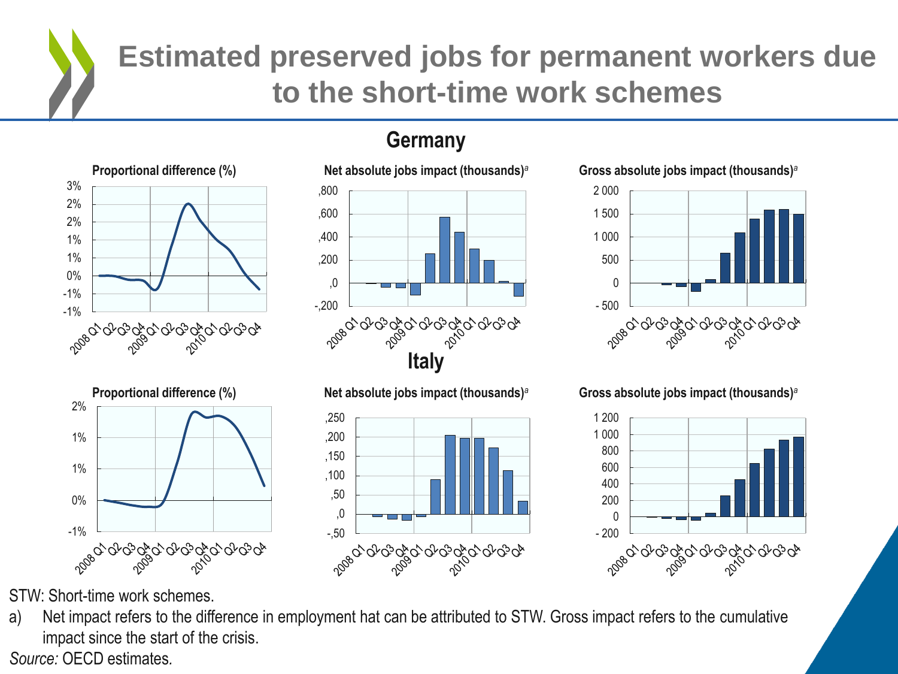# Estimated preserved jobs for permanent workers due to the short-time work schemes

## Germany

**Proportional difference (%)**

**Net absolute jobs impact (thousands)[a]**

**Gross absolute jobs impact (thousands)[a]**

## Italy

**Proportional difference (%)**

**Net absolute jobs impact (thousands)[a]**

**Gross absolute jobs impact (thousands)[a]**

STW: Short-time work schemes.

a) Net impact refers to the difference in employment hat can be attributed to STW. Gross impact refers to the cumulative impact since the start of the crisis.

*Source:* OECD estimates.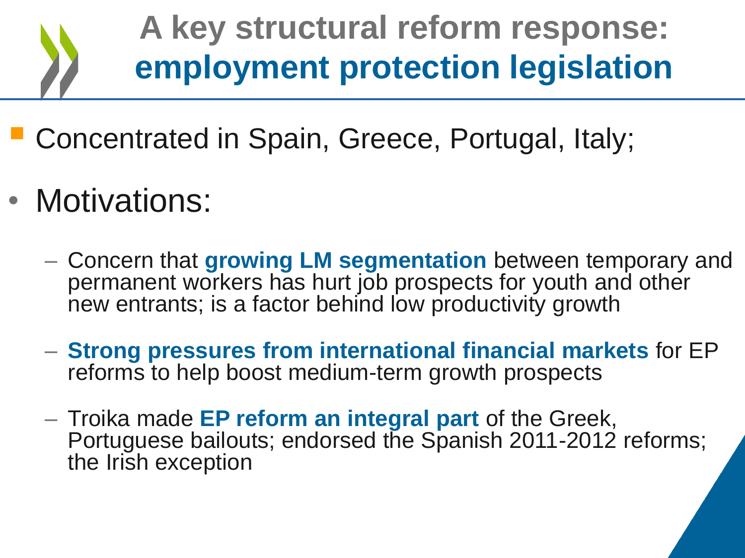# A key structural reform response: **employment protection legislation**

- Concentrated in Spain, Greece, Portugal, Italy;

- Motivations:
  - Concern that **growing LM segmentation** between temporary and permanent workers has hurt job prospects for youth and other new entrants; is a factor behind low productivity growth
  - **Strong pressures from international financial markets** for EP reforms to help boost medium-term growth prospects
  - Troika made **EP reform an integral part** of the Greek, Portuguese bailouts; endorsed the Spanish 2011-2012 reforms; the Irish exception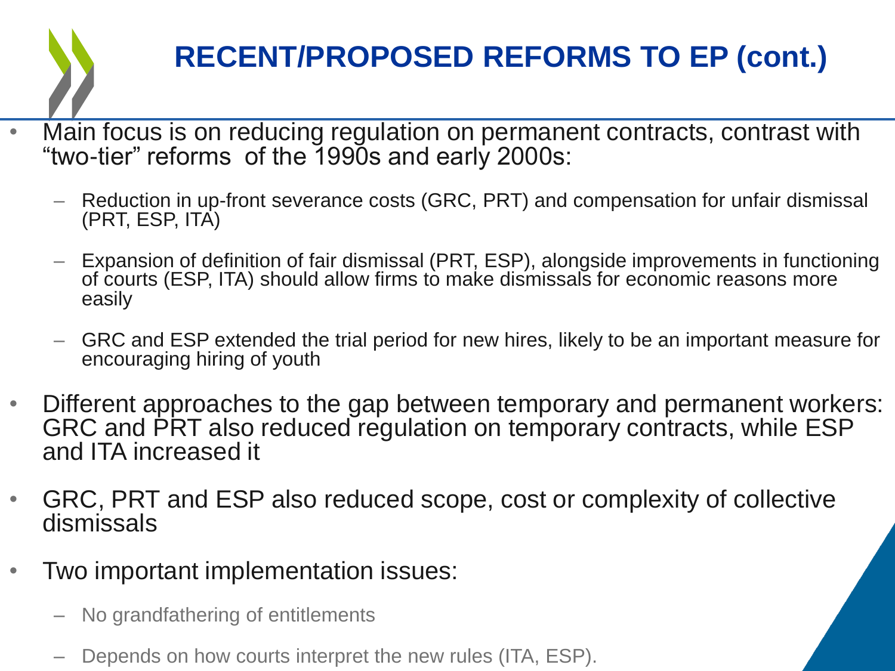# RECENT/PROPOSED REFORMS TO EP (cont.)

- Main focus is on reducing regulation on permanent contracts, contrast with "two-tier" reforms of the 1990s and early 2000s:
  - Reduction in up-front severance costs (GRC, PRT) and compensation for unfair dismissal (PRT, ESP, ITA)
  - Expansion of definition of fair dismissal (PRT, ESP), alongside improvements in functioning of courts (ESP, ITA) should allow firms to make dismissals for economic reasons more easily
  - GRC and ESP extended the trial period for new hires, likely to be an important measure for encouraging hiring of youth
- Different approaches to the gap between temporary and permanent workers: GRC and PRT also reduced regulation on temporary contracts, while ESP and ITA increased it
- GRC, PRT and ESP also reduced scope, cost or complexity of collective dismissals
- Two important implementation issues:
  - No grandfathering of entitlements
  - Depends on how courts interpret the new rules (ITA, ESP).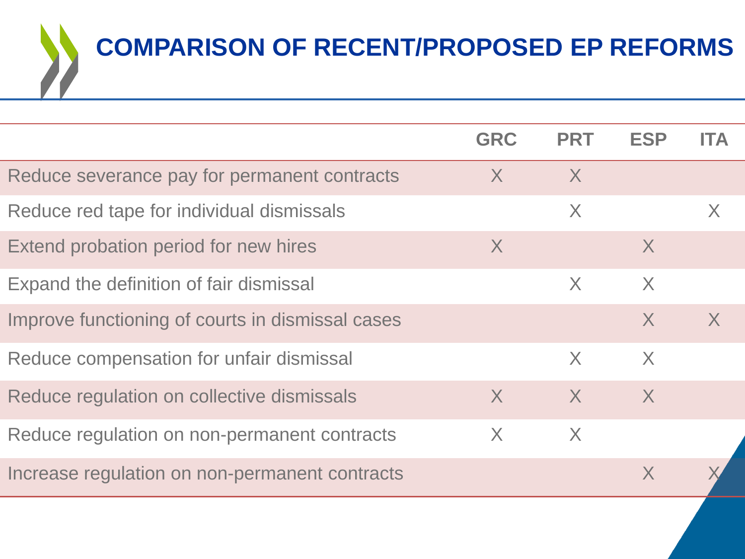# COMPARISON OF RECENT/PROPOSED EP REFORMS

| | GRC | PRT | ESP | ITA |
|---|---|---|---|---|
| Reduce severance pay for permanent contracts | X | X | | |
| Reduce red tape for individual dismissals | | X | | X |
| Extend probation period for new hires | X | | X | |
| Expand the definition of fair dismissal | | X | X | |
| Improve functioning of courts in dismissal cases | | | X | X |
| Reduce compensation for unfair dismissal | | X | X | |
| Reduce regulation on collective dismissals | X | X | X | |
| Reduce regulation on non-permanent contracts | X | X | | |
| Increase regulation on non-permanent contracts | | | X | X |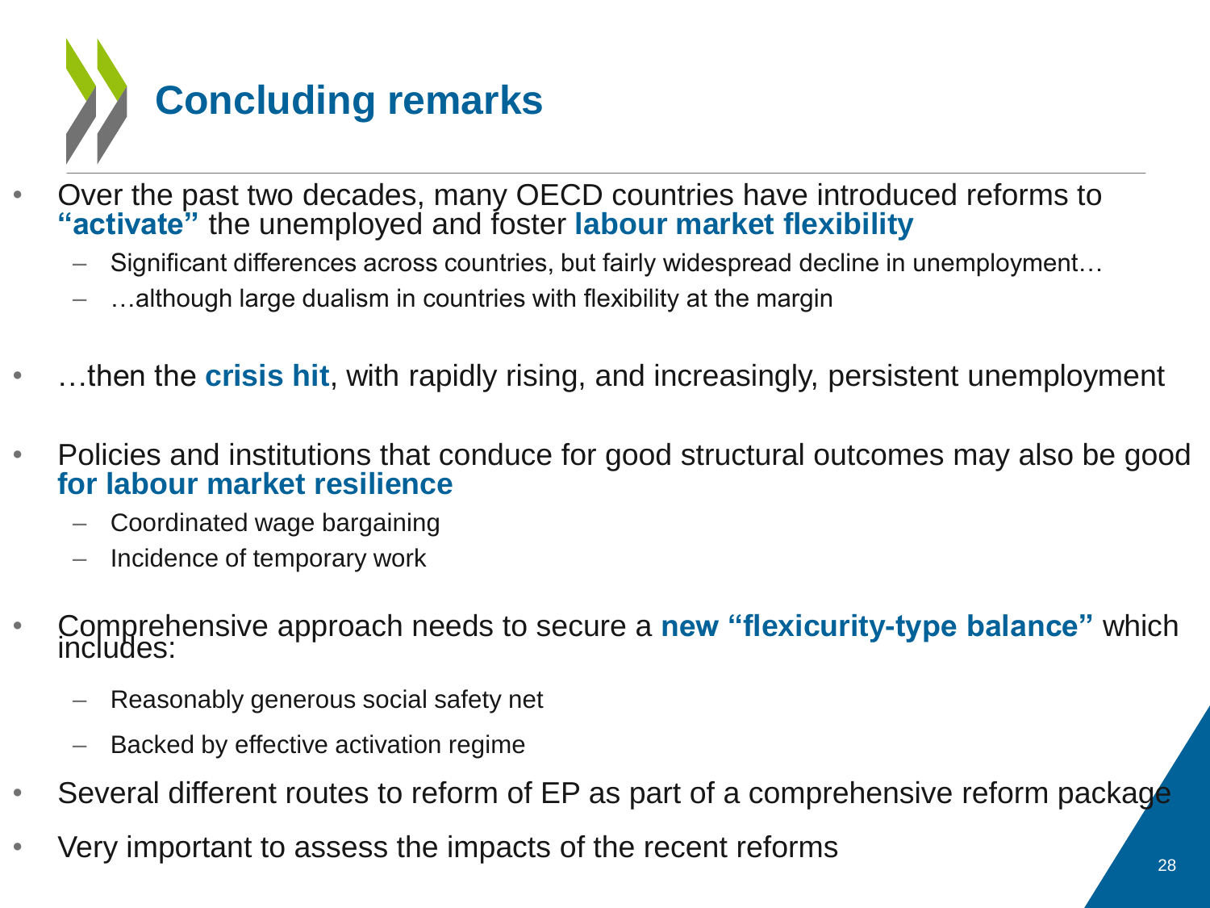# Concluding remarks

- Over the past two decades, many OECD countries have introduced reforms to **"activate"** the unemployed and foster **labour market flexibility**
  - Significant differences across countries, but fairly widespread decline in unemployment…
  - …although large dualism in countries with flexibility at the margin
- …then the **crisis hit**, with rapidly rising, and increasingly, persistent unemployment
- Policies and institutions that conduce for good structural outcomes may also be good **for labour market resilience**
  - Coordinated wage bargaining
  - Incidence of temporary work
- Comprehensive approach needs to secure a **new "flexicurity-type balance"** which includes:
  - Reasonably generous social safety net
  - Backed by effective activation regime
- Several different routes to reform of EP as part of a comprehensive reform package
- Very important to assess the impacts of the recent reforms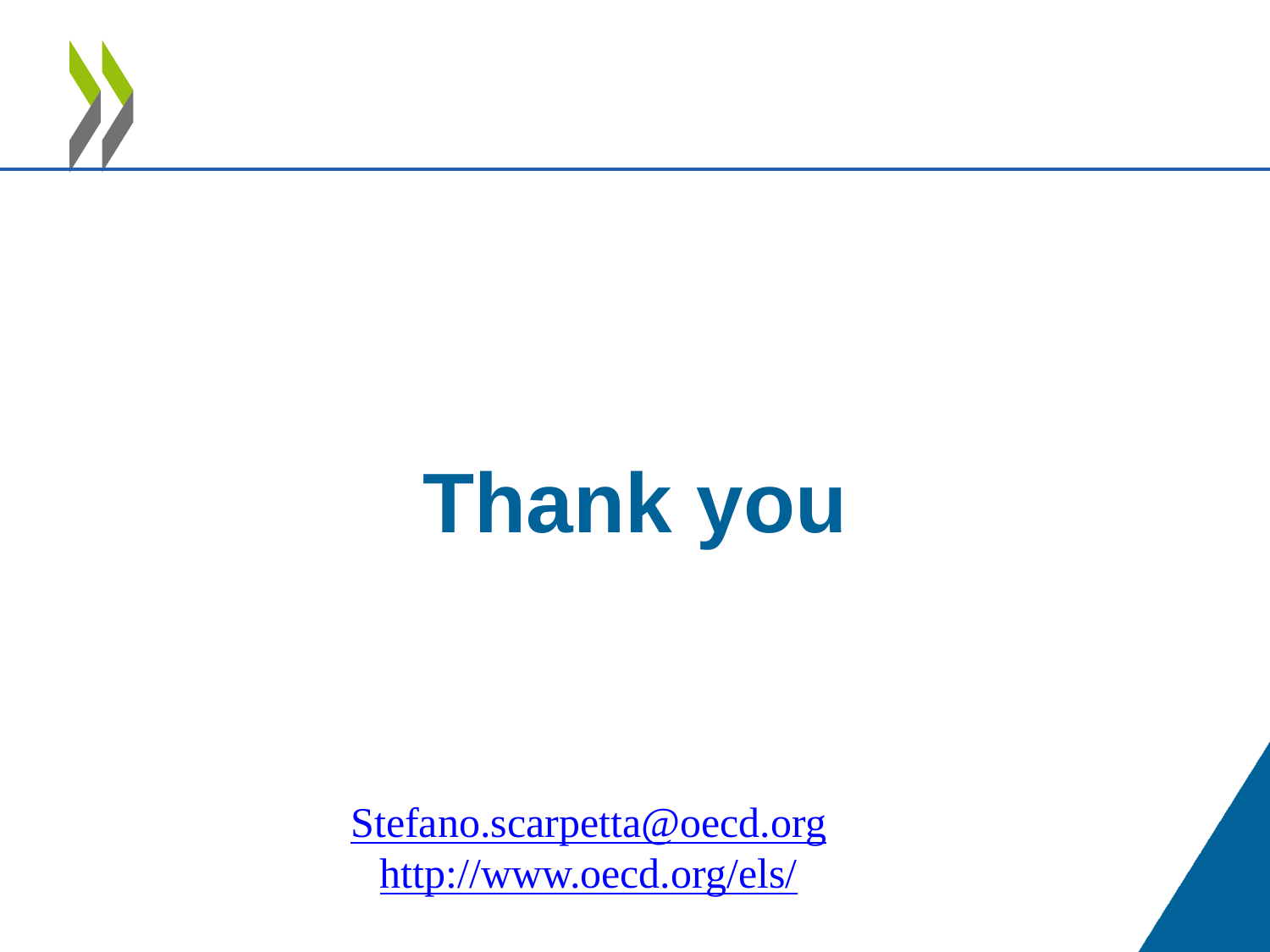# Thank you

Stefano.scarpetta@oecd.org
http://www.oecd.org/els/